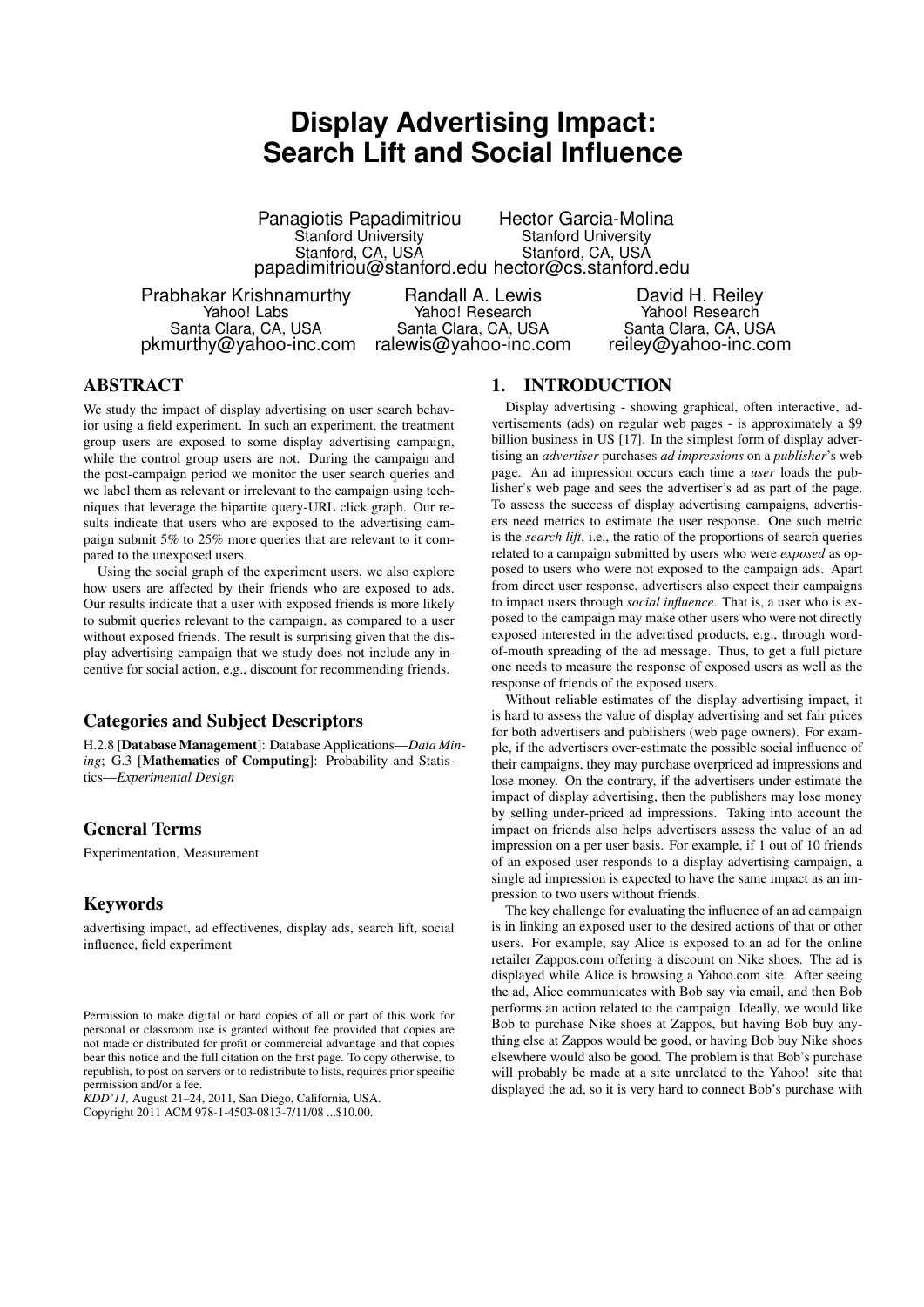# Display Advertising Impact: Search Lift and Social Influence

Panagiotis Papadimitriou
Stanford University
Stanford, CA, USA
papadimitriou@stanford.edu

Hector Garcia-Molina
Stanford University
Stanford, CA, USA
hector@cs.stanford.edu

Prabhakar Krishnamurthy
Yahoo! Labs
Santa Clara, CA, USA
pkmurthy@yahoo-inc.com

Randall A. Lewis
Yahoo! Research
Santa Clara, CA, USA
ralewis@yahoo-inc.com

David H. Reiley
Yahoo! Research
Santa Clara, CA, USA
reiley@yahoo-inc.com

## ABSTRACT

We study the impact of display advertising on user search behavior using a field experiment. In such an experiment, the treatment group users are exposed to some display advertising campaign, while the control group users are not. During the campaign and the post-campaign period we monitor the user search queries and we label them as relevant or irrelevant to the campaign using techniques that leverage the bipartite query-URL click graph. Our results indicate that users who are exposed to the advertising campaign submit 5% to 25% more queries that are relevant to it compared to the unexposed users.

Using the social graph of the experiment users, we also explore how users are affected by their friends who are exposed to ads. Our results indicate that a user with exposed friends is more likely to submit queries relevant to the campaign, as compared to a user without exposed friends. The result is surprising given that the display advertising campaign that we study does not include any incentive for social action, e.g., discount for recommending friends.

### Categories and Subject Descriptors

H.2.8 [**Database Management**]: Database Applications—*Data Mining*; G.3 [**Mathematics of Computing**]: Probability and Statistics—*Experimental Design*

### General Terms

Experimentation, Measurement

### Keywords

advertising impact, ad effectivenes, display ads, search lift, social influence, field experiment

Permission to make digital or hard copies of all or part of this work for personal or classroom use is granted without fee provided that copies are not made or distributed for profit or commercial advantage and that copies bear this notice and the full citation on the first page. To copy otherwise, to republish, to post on servers or to redistribute to lists, requires prior specific permission and/or a fee.
*KDD'11,* August 21–24, 2011, San Diego, California, USA.
Copyright 2011 ACM 978-1-4503-0813-7/11/08 ...$10.00.

## 1. INTRODUCTION

Display advertising - showing graphical, often interactive, advertisements (ads) on regular web pages - is approximately a $9 billion business in US [17]. In the simplest form of display advertising an *advertiser* purchases *ad impressions* on a *publisher*'s web page. An ad impression occurs each time a *user* loads the publisher's web page and sees the advertiser's ad as part of the page. To assess the success of display advertising campaigns, advertisers need metrics to estimate the user response. One such metric is the *search lift*, i.e., the ratio of the proportions of search queries related to a campaign submitted by users who were *exposed* as opposed to users who were not exposed to the campaign ads. Apart from direct user response, advertisers also expect their campaigns to impact users through *social influence*. That is, a user who is exposed to the campaign may make other users who were not directly exposed interested in the advertised products, e.g., through word-of-mouth spreading of the ad message. Thus, to get a full picture one needs to measure the response of exposed users as well as the response of friends of the exposed users.

Without reliable estimates of the display advertising impact, it is hard to assess the value of display advertising and set fair prices for both advertisers and publishers (web page owners). For example, if the advertisers over-estimate the possible social influence of their campaigns, they may purchase overpriced ad impressions and lose money. On the contrary, if the advertisers under-estimate the impact of display advertising, then the publishers may lose money by selling under-priced ad impressions. Taking into account the impact on friends also helps advertisers assess the value of an ad impression on a per user basis. For example, if 1 out of 10 friends of an exposed user responds to a display advertising campaign, a single ad impression is expected to have the same impact as an impression to two users without friends.

The key challenge for evaluating the influence of an ad campaign is in linking an exposed user to the desired actions of that or other users. For example, say Alice is exposed to an ad for the online retailer Zappos.com offering a discount on Nike shoes. The ad is displayed while Alice is browsing a Yahoo.com site. After seeing the ad, Alice communicates with Bob say via email, and then Bob performs an action related to the campaign. Ideally, we would like Bob to purchase Nike shoes at Zappos, but having Bob buy anything else at Zappos would be good, or having Bob buy Nike shoes elsewhere would also be good. The problem is that Bob's purchase will probably be made at a site unrelated to the Yahoo! site that displayed the ad, so it is very hard to connect Bob's purchase with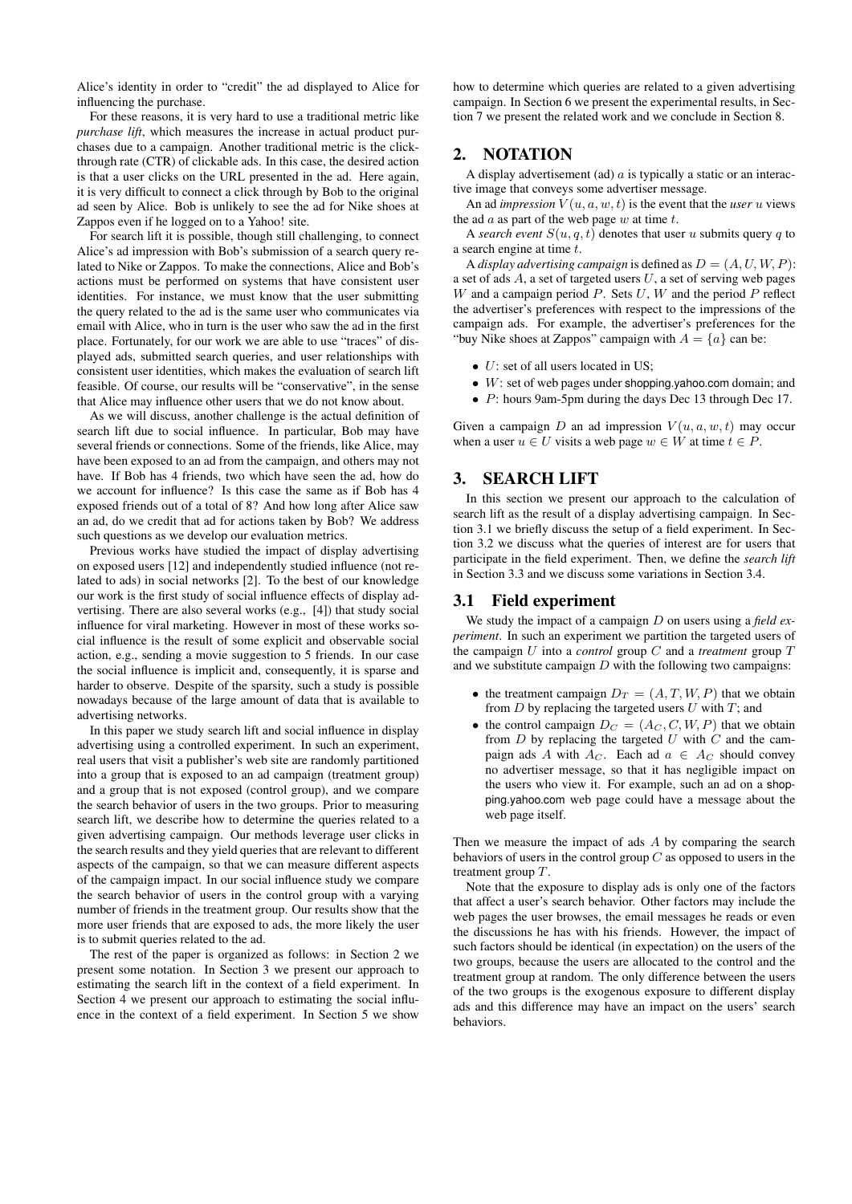Alice's identity in order to "credit" the ad displayed to Alice for influencing the purchase.

For these reasons, it is very hard to use a traditional metric like *purchase lift*, which measures the increase in actual product purchases due to a campaign. Another traditional metric is the click-through rate (CTR) of clickable ads. In this case, the desired action is that a user clicks on the URL presented in the ad. Here again, it is very difficult to connect a click through by Bob to the original ad seen by Alice. Bob is unlikely to see the ad for Nike shoes at Zappos even if he logged on to a Yahoo! site.

For search lift it is possible, though still challenging, to connect Alice's ad impression with Bob's submission of a search query related to Nike or Zappos. To make the connections, Alice and Bob's actions must be performed on systems that have consistent user identities. For instance, we must know that the user submitting the query related to the ad is the same user who communicates via email with Alice, who in turn is the user who saw the ad in the first place. Fortunately, for our work we are able to use "traces" of displayed ads, submitted search queries, and user relationships with consistent user identities, which makes the evaluation of search lift feasible. Of course, our results will be "conservative", in the sense that Alice may influence other users that we do not know about.

As we will discuss, another challenge is the actual definition of search lift due to social influence. In particular, Bob may have several friends or connections. Some of the friends, like Alice, may have been exposed to an ad from the campaign, and others may not have. If Bob has 4 friends, two which have seen the ad, how do we account for influence? Is this case the same as if Bob has 4 exposed friends out of a total of 8? And how long after Alice saw an ad, do we credit that ad for actions taken by Bob? We address such questions as we develop our evaluation metrics.

Previous works have studied the impact of display advertising on exposed users [12] and independently studied influence (not related to ads) in social networks [2]. To the best of our knowledge our work is the first study of social influence effects of display advertising. There are also several works (e.g., [4]) that study social influence for viral marketing. However in most of these works social influence is the result of some explicit and observable social action, e.g., sending a movie suggestion to 5 friends. In our case the social influence is implicit and, consequently, it is sparse and harder to observe. Despite of the sparsity, such a study is possible nowadays because of the large amount of data that is available to advertising networks.

In this paper we study search lift and social influence in display advertising using a controlled experiment. In such an experiment, real users that visit a publisher's web site are randomly partitioned into a group that is exposed to an ad campaign (treatment group) and a group that is not exposed (control group), and we compare the search behavior of users in the two groups. Prior to measuring search lift, we describe how to determine the queries related to a given advertising campaign. Our methods leverage user clicks in the search results and they yield queries that are relevant to different aspects of the campaign, so that we can measure different aspects of the campaign impact. In our social influence study we compare the search behavior of users in the control group with a varying number of friends in the treatment group. Our results show that the more user friends that are exposed to ads, the more likely the user is to submit queries related to the ad.

The rest of the paper is organized as follows: in Section 2 we present some notation. In Section 3 we present our approach to estimating the search lift in the context of a field experiment. In Section 4 we present our approach to estimating the social influence in the context of a field experiment. In Section 5 we show how to determine which queries are related to a given advertising campaign. In Section 6 we present the experimental results, in Section 7 we present the related work and we conclude in Section 8.

## 2. NOTATION

A display advertisement (ad) $a$ is typically a static or an interactive image that conveys some advertiser message.

An ad *impression* $V(u, a, w, t)$ is the event that the *user* $u$ views the ad $a$ as part of the web page $w$ at time $t$.

A *search event* $S(u, q, t)$ denotes that user $u$ submits query $q$ to a search engine at time $t$.

A *display advertising campaign* is defined as $D = (A, U, W, P)$: a set of ads $A$, a set of targeted users $U$, a set of serving web pages $W$ and a campaign period $P$. Sets $U$, $W$ and the period $P$ reflect the advertiser's preferences with respect to the impressions of the campaign ads. For example, the advertiser's preferences for the "buy Nike shoes at Zappos" campaign with $A = \{a\}$ can be:

- $U$: set of all users located in US;
- $W$: set of web pages under shopping.yahoo.com domain; and
- $P$: hours 9am-5pm during the days Dec 13 through Dec 17.

Given a campaign $D$ an ad impression $V(u, a, w, t)$ may occur when a user $u \in U$ visits a web page $w \in W$ at time $t \in P$.

## 3. SEARCH LIFT

In this section we present our approach to the calculation of search lift as the result of a display advertising campaign. In Section 3.1 we briefly discuss the setup of a field experiment. In Section 3.2 we discuss what the queries of interest are for users that participate in the field experiment. Then, we define the *search lift* in Section 3.3 and we discuss some variations in Section 3.4.

### 3.1 Field experiment

We study the impact of a campaign $D$ on users using a *field experiment*. In such an experiment we partition the targeted users of the campaign $U$ into a *control* group $C$ and a *treatment* group $T$ and we substitute campaign $D$ with the following two campaigns:

- the treatment campaign $D_T = (A, T, W, P)$ that we obtain from $D$ by replacing the targeted users $U$ with $T$; and
- the control campaign $D_C = (A_C, C, W, P)$ that we obtain from $D$ by replacing the targeted $U$ with $C$ and the campaign ads $A$ with $A_C$. Each ad $a \in A_C$ should convey no advertiser message, so that it has negligible impact on the users who view it. For example, such an ad on a shopping.yahoo.com web page could have a message about the web page itself.

Then we measure the impact of ads $A$ by comparing the search behaviors of users in the control group $C$ as opposed to users in the treatment group $T$.

Note that the exposure to display ads is only one of the factors that affect a user's search behavior. Other factors may include the web pages the user browses, the email messages he reads or even the discussions he has with his friends. However, the impact of such factors should be identical (in expectation) on the users of the two groups, because the users are allocated to the control and the treatment group at random. The only difference between the users of the two groups is the exogenous exposure to different display ads and this difference may have an impact on the users' search behaviors.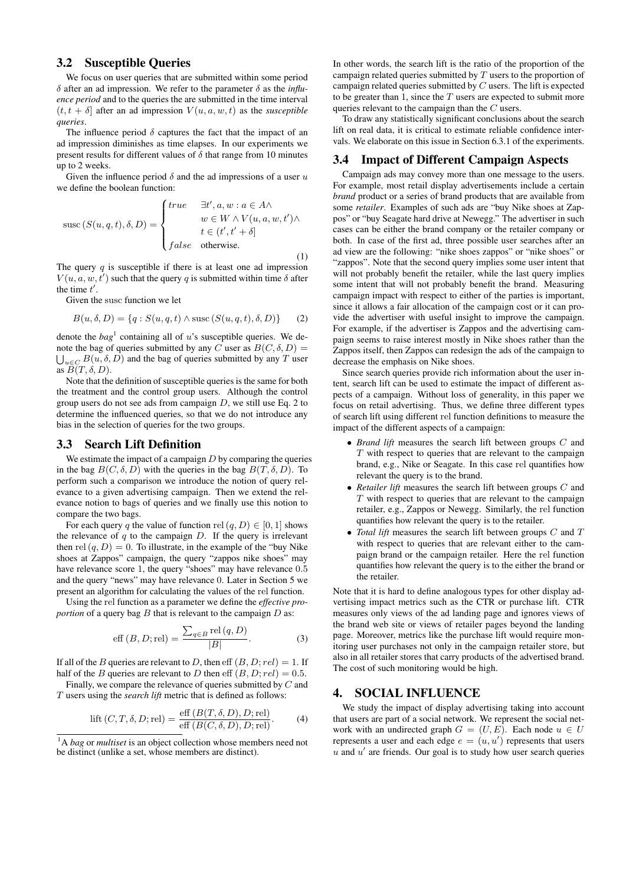### 3.2 Susceptible Queries

We focus on user queries that are submitted within some period $\delta$ after an ad impression. We refer to the parameter $\delta$ as the *influence period* and to the queries the are submitted in the time interval $(t, t+\delta]$ after an ad impression $V(u, a, w, t)$ as the *susceptible queries*.

The influence period $\delta$ captures the fact that the impact of an ad impression diminishes as time elapses. In our experiments we present results for different values of $\delta$ that range from 10 minutes up to 2 weeks.

Given the influence period $\delta$ and the ad impressions of a user $u$ we define the boolean function:

$$\mathrm{susc}\left(S(u,q,t),\delta,D\right) = \begin{cases} true & \exists t', a, w : a \in A \wedge \\ & w \in W \wedge V(u,a,w,t') \wedge \\ & t \in (t', t'+\delta] \\ false & \text{otherwise.} \end{cases} \quad (1)$$

The query $q$ is susceptible if there is at least one ad impression $V(u, a, w, t')$ such that the query $q$ is submitted within time $\delta$ after the time $t'$.

Given the susc function we let

$$B(u,\delta,D) = \{q : S(u,q,t) \wedge \mathrm{susc}\left(S(u,q,t),\delta,D\right)\} \quad (2)$$

denote the *bag*[1] containing all of $u$'s susceptible queries. We denote the bag of queries submitted by any $C$ user as $B(C, \delta, D) = \bigcup_{u \in C} B(u, \delta, D)$ and the bag of queries submitted by any $T$ user as $B(T, \delta, D)$.

Note that the definition of susceptible queries is the same for both the treatment and the control group users. Although the control group users do not see ads from campaign $D$, we still use Eq. 2 to determine the influenced queries, so that we do not introduce any bias in the selection of queries for the two groups.

### 3.3 Search Lift Definition

We estimate the impact of a campaign $D$ by comparing the queries in the bag $B(C, \delta, D)$ with the queries in the bag $B(T, \delta, D)$. To perform such a comparison we introduce the notion of query relevance to a given advertising campaign. Then we extend the relevance notion to bags of queries and we finally use this notion to compare the two bags.

For each query $q$ the value of function $\mathrm{rel}(q, D) \in [0, 1]$ shows the relevance of $q$ to the campaign $D$. If the query is irrelevant then $\mathrm{rel}(q, D) = 0$. To illustrate, in the example of the "buy Nike shoes at Zappos" campaign, the query "zappos nike shoes" may have relevance score 1, the query "shoes" may have relevance 0.5 and the query "news" may have relevance 0. Later in Section 5 we present an algorithm for calculating the values of the rel function.

Using the rel function as a parameter we define the *effective proportion* of a query bag $B$ that is relevant to the campaign $D$ as:

$$\mathrm{eff}\left(B, D; \mathrm{rel}\right) = \frac{\sum_{q \in B} \mathrm{rel}\left(q, D\right)}{|B|}. \quad (3)$$

If all of the $B$ queries are relevant to $D$, then $\mathrm{eff}\left(B, D; rel\right) = 1$. If half of the $B$ queries are relevant to $D$ then $\mathrm{eff}\left(B, D; rel\right) = 0.5$.

Finally, we compare the relevance of queries submitted by $C$ and $T$ users using the *search lift* metric that is defined as follows:

$$\mathrm{lift}\left(C, T, \delta, D; \mathrm{rel}\right) = \frac{\mathrm{eff}\left(B(T, \delta, D), D; \mathrm{rel}\right)}{\mathrm{eff}\left(B(C, \delta, D), D; \mathrm{rel}\right)}. \quad (4)$$

In other words, the search lift is the ratio of the proportion of the campaign related queries submitted by $T$ users to the proportion of campaign related queries submitted by $C$ users. The lift is expected to be greater than 1, since the $T$ users are expected to submit more queries relevant to the campaign than the $C$ users.

To draw any statistically significant conclusions about the search lift on real data, it is critical to estimate reliable confidence intervals. We elaborate on this issue in Section 6.3.1 of the experiments.

### 3.4 Impact of Different Campaign Aspects

Campaign ads may convey more than one message to the users. For example, most retail display advertisements include a certain *brand* product or a series of brand products that are available from some *retailer*. Examples of such ads are "buy Nike shoes at Zappos" or "buy Seagate hard drive at Newegg." The advertiser in such cases can be either the brand company or the retailer company or both. In case of the first ad, three possible user searches after an ad view are the following: "nike shoes zappos" or "nike shoes" or "zappos". Note that the second query implies some user intent that will not probably benefit the retailer, while the last query implies some intent that will not probably benefit the brand. Measuring campaign impact with respect to either of the parties is important, since it allows a fair allocation of the campaign cost or it can provide the advertiser with useful insight to improve the campaign. For example, if the advertiser is Zappos and the advertising campaign seems to raise interest mostly in Nike shoes rather than the Zappos itself, then Zappos can redesign the ads of the campaign to decrease the emphasis on Nike shoes.

Since search queries provide rich information about the user intent, search lift can be used to estimate the impact of different aspects of a campaign. Without loss of generality, in this paper we focus on retail advertising. Thus, we define three different types of search lift using different rel function definitions to measure the impact of the different aspects of a campaign:

- *Brand lift* measures the search lift between groups $C$ and $T$ with respect to queries that are relevant to the campaign brand, e.g., Nike or Seagate. In this case rel quantifies how relevant the query is to the brand.
- *Retailer lift* measures the search lift between groups $C$ and $T$ with respect to queries that are relevant to the campaign retailer, e.g., Zappos or Newegg. Similarly, the rel function quantifies how relevant the query is to the retailer.
- *Total lift* measures the search lift between groups $C$ and $T$ with respect to queries that are relevant either to the campaign brand or the campaign retailer. Here the rel function quantifies how relevant the query is to the either the brand or the retailer.

Note that it is hard to define analogous types for other display advertising impact metrics such as the CTR or purchase lift. CTR measures only views of the ad landing page and ignores views of the brand web site or views of retailer pages beyond the landing page. Moreover, metrics like the purchase lift would require monitoring user purchases not only in the campaign retailer store, but also in all retailer stores that carry products of the advertised brand. The cost of such monitoring would be high.

## 4. SOCIAL INFLUENCE

We study the impact of display advertising taking into account that users are part of a social network. We represent the social network with an undirected graph $G = (U, E)$. Each node $u \in U$ represents a user and each edge $e = (u, u')$ represents that users $u$ and $u'$ are friends. Our goal is to study how user search queries

[1] A *bag* or *multiset* is an object collection whose members need not be distinct (unlike a set, whose members are distinct).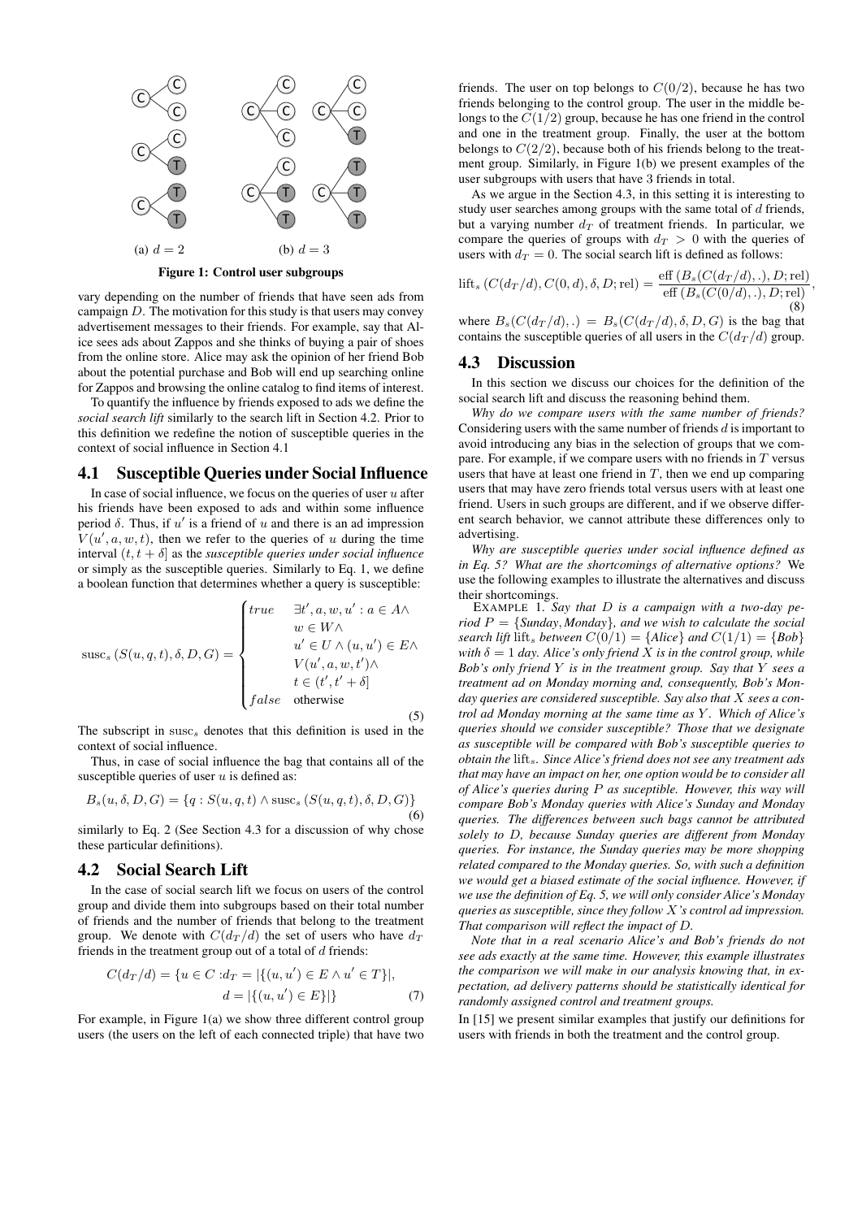(a) $d = 2$ (b) $d = 3$

**Figure 1: Control user subgroups**

vary depending on the number of friends that have seen ads from campaign $D$. The motivation for this study is that users may convey advertisement messages to their friends. For example, say that Alice sees ads about Zappos and she thinks of buying a pair of shoes from the online store. Alice may ask the opinion of her friend Bob about the potential purchase and Bob will end up searching online for Zappos and browsing the online catalog to find items of interest.

To quantify the influence by friends exposed to ads we define the *social search lift* similarly to the search lift in Section 4.2. Prior to this definition we redefine the notion of susceptible queries in the context of social influence in Section 4.1

## 4.1 Susceptible Queries under Social Influence

In case of social influence, we focus on the queries of user $u$ after his friends have been exposed to ads and within some influence period $\delta$. Thus, if $u'$ is a friend of $u$ and there is an ad impression $V(u', a, w, t)$, then we refer to the queries of $u$ during the time interval $(t, t + \delta]$ as the *susceptible queries under social influence* or simply as the susceptible queries. Similarly to Eq. 1, we define a boolean function that determines whether a query is susceptible:

$$\mathrm{susc}_s\left(S(u,q,t),\delta,D,G\right) = \begin{cases} true & \exists t',a,w,u' : a \in A \wedge \\ & w \in W \wedge \\ & u' \in U \wedge (u,u') \in E \wedge \\ & V(u',a,w,t') \wedge \\ & t \in (t', t'+\delta] \\ false & \text{otherwise} \end{cases} \tag{5}$$

The subscript in $\mathrm{susc}_s$ denotes that this definition is used in the context of social influence.

Thus, in case of social influence the bag that contains all of the susceptible queries of user $u$ is defined as:

$$B_s(u,\delta,D,G) = \{q : S(u,q,t) \wedge \mathrm{susc}_s\left(S(u,q,t),\delta,D,G\right)\} \tag{6}$$

similarly to Eq. 2 (See Section 4.3 for a discussion of why chose these particular definitions).

## 4.2 Social Search Lift

In the case of social search lift we focus on users of the control group and divide them into subgroups based on their total number of friends and the number of friends that belong to the treatment group. We denote with $C(d_T/d)$ the set of users who have $d_T$ friends in the treatment group out of a total of $d$ friends:

$$C(d_T/d) = \{u \in C : d_T = |\{(u,u') \in E \wedge u' \in T\}|, \\ d = |\{(u,u') \in E\}|\} \tag{7}$$

For example, in Figure 1(a) we show three different control group users (the users on the left of each connected triple) that have two friends. The user on top belongs to $C(0/2)$, because he has two friends belonging to the control group. The user in the middle belongs to the $C(1/2)$ group, because he has one friend in the control and one in the treatment group. Finally, the user at the bottom belongs to $C(2/2)$, because both of his friends belong to the treatment group. Similarly, in Figure 1(b) we present examples of the user subgroups with users that have 3 friends in total.

As we argue in the Section 4.3, in this setting it is interesting to study user searches among groups with the same total of $d$ friends, but a varying number $d_T$ of treatment friends. In particular, we compare the queries of groups with $d_T > 0$ with the queries of users with $d_T = 0$. The social search lift is defined as follows:

$$\mathrm{lift}_s\left(C(d_T/d), C(0,d), \delta, D; \mathrm{rel}\right) = \frac{\mathrm{eff}\left(B_s(C(d_T/d),.), D; \mathrm{rel}\right)}{\mathrm{eff}\left(B_s(C(0/d),.), D; \mathrm{rel}\right)}, \tag{8}$$

where $B_s(C(d_T/d),.) = B_s(C(d_T/d),\delta,D,G)$ is the bag that contains the susceptible queries of all users in the $C(d_T/d)$ group.

## 4.3 Discussion

In this section we discuss our choices for the definition of the social search lift and discuss the reasoning behind them.

*Why do we compare users with the same number of friends?* Considering users with the same number of friends $d$ is important to avoid introducing any bias in the selection of groups that we compare. For example, if we compare users with no friends in $T$ versus users that have at least one friend in $T$, then we end up comparing users that may have zero friends total versus users with at least one friend. Users in such groups are different, and if we observe different search behavior, we cannot attribute these differences only to advertising.

*Why are susceptible queries under social influence defined as in Eq. 5? What are the shortcomings of alternative options?* We use the following examples to illustrate the alternatives and discuss their shortcomings.

EXAMPLE 1. *Say that $D$ is a campaign with a two-day period $P$ = {Sunday, Monday}, and we wish to calculate the social search lift $\mathrm{lift}_s$ between $C(0/1)$ = {Alice} and $C(1/1)$ = {Bob} with $\delta = 1$ day. Alice's only friend $X$ is in the control group, while Bob's only friend $Y$ is in the treatment group. Say that $Y$ sees a treatment ad on Monday morning and, consequently, Bob's Monday queries are considered susceptible. Say also that $X$ sees a control ad Monday morning at the same time as $Y$. Which of Alice's queries should we consider susceptible? Those that we designate as susceptible will be compared with Bob's susceptible queries to obtain the $\mathrm{lift}_s$. Since Alice's friend does not see any treatment ads that may have an impact on her, one option would be to consider all of Alice's queries during $P$ as suceptible. However, this way will compare Bob's Monday queries with Alice's Sunday and Monday queries. The differences between such bags cannot be attributed solely to $D$, because Sunday queries are different from Monday queries. For instance, the Sunday queries may be more shopping related compared to the Monday queries. So, with such a definition we would get a biased estimate of the social influence. However, if we use the definition of Eq. 5, we will only consider Alice's Monday queries as susceptible, since they follow $X$'s control ad impression. That comparison will reflect the impact of $D$.*

*Note that in a real scenario Alice's and Bob's friends do not see ads exactly at the same time. However, this example illustrates the comparison we will make in our analysis knowing that, in expectation, ad delivery patterns should be statistically identical for randomly assigned control and treatment groups.*

In [15] we present similar examples that justify our definitions for users with friends in both the treatment and the control group.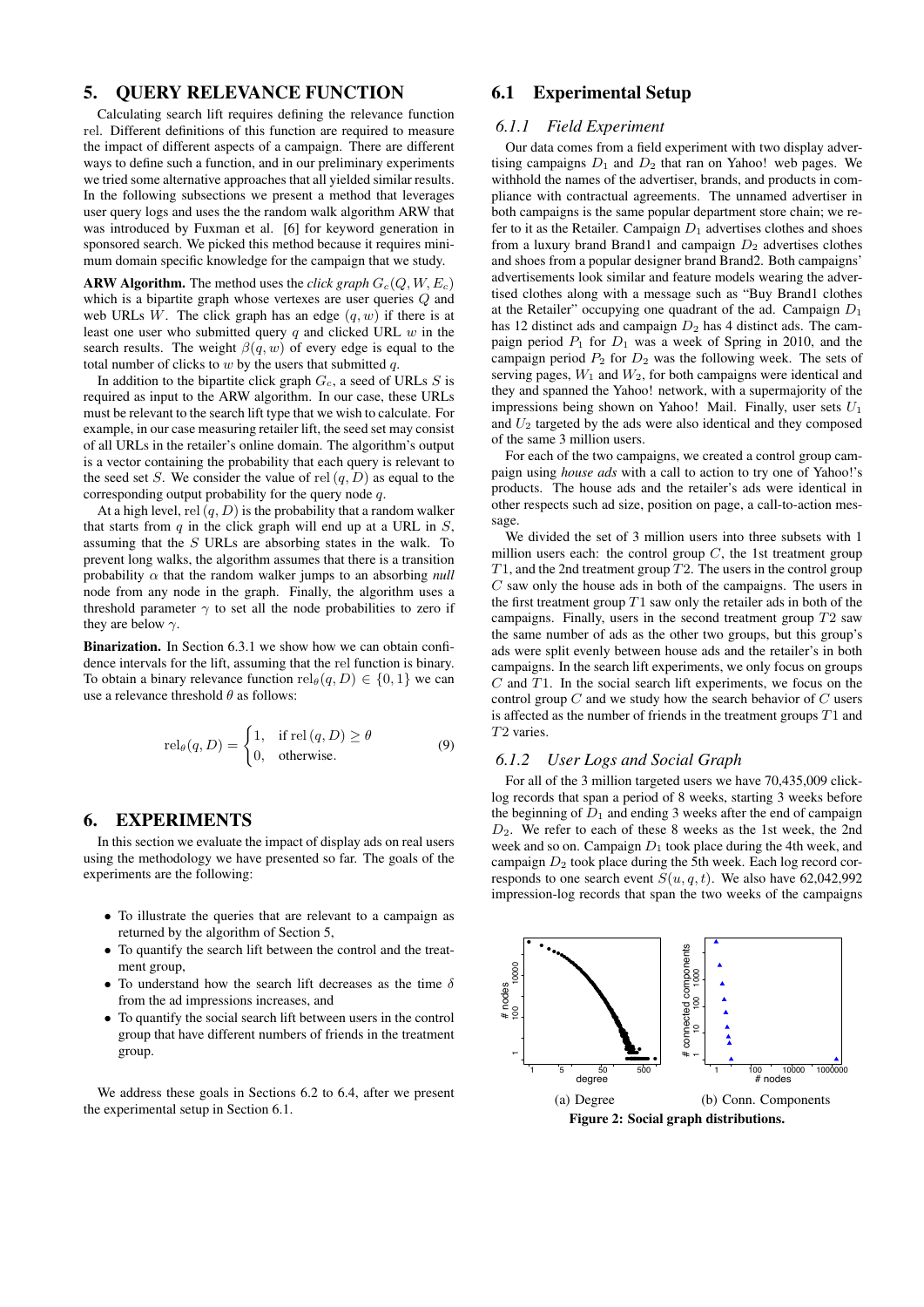## 5. QUERY RELEVANCE FUNCTION

Calculating search lift requires defining the relevance function rel. Different definitions of this function are required to measure the impact of different aspects of a campaign. There are different ways to define such a function, and in our preliminary experiments we tried some alternative approaches that all yielded similar results. In the following subsections we present a method that leverages user query logs and uses the the random walk algorithm ARW that was introduced by Fuxman et al. [6] for keyword generation in sponsored search. We picked this method because it requires minimum domain specific knowledge for the campaign that we study.

**ARW Algorithm.** The method uses the *click graph* $G_c(Q, W, E_c)$ which is a bipartite graph whose vertexes are user queries $Q$ and web URLs $W$. The click graph has an edge $(q, w)$ if there is at least one user who submitted query $q$ and clicked URL $w$ in the search results. The weight $\beta(q, w)$ of every edge is equal to the total number of clicks to $w$ by the users that submitted $q$.

In addition to the bipartite click graph $G_c$, a seed of URLs $S$ is required as input to the ARW algorithm. In our case, these URLs must be relevant to the search lift type that we wish to calculate. For example, in our case measuring retailer lift, the seed set may consist of all URLs in the retailer's online domain. The algorithm's output is a vector containing the probability that each query is relevant to the seed set $S$. We consider the value of $\mathrm{rel}\,(q, D)$ as equal to the corresponding output probability for the query node $q$.

At a high level, $\mathrm{rel}\,(q, D)$ is the probability that a random walker that starts from $q$ in the click graph will end up at a URL in $S$, assuming that the $S$ URLs are absorbing states in the walk. To prevent long walks, the algorithm assumes that there is a transition probability $\alpha$ that the random walker jumps to an absorbing *null* node from any node in the graph. Finally, the algorithm uses a threshold parameter $\gamma$ to set all the node probabilities to zero if they are below $\gamma$.

**Binarization.** In Section 6.3.1 we show how we can obtain confidence intervals for the lift, assuming that the rel function is binary. To obtain a binary relevance function $\mathrm{rel}_\theta(q, D) \in \{0, 1\}$ we can use a relevance threshold $\theta$ as follows:

$$\mathrm{rel}_\theta(q, D) = \begin{cases} 1, & \text{if } \mathrm{rel}\,(q, D) \geq \theta \\ 0, & \text{otherwise.} \end{cases} \tag{9}$$

## 6. EXPERIMENTS

In this section we evaluate the impact of display ads on real users using the methodology we have presented so far. The goals of the experiments are the following:

- To illustrate the queries that are relevant to a campaign as returned by the algorithm of Section 5,
- To quantify the search lift between the control and the treatment group,
- To understand how the search lift decreases as the time $\delta$ from the ad impressions increases, and
- To quantify the social search lift between users in the control group that have different numbers of friends in the treatment group.

We address these goals in Sections 6.2 to 6.4, after we present the experimental setup in Section 6.1.

### 6.1 Experimental Setup

#### 6.1.1 Field Experiment

Our data comes from a field experiment with two display advertising campaigns $D_1$ and $D_2$ that ran on Yahoo! web pages. We withhold the names of the advertiser, brands, and products in compliance with contractual agreements. The unnamed advertiser in both campaigns is the same popular department store chain; we refer to it as the Retailer. Campaign $D_1$ advertises clothes and shoes from a luxury brand Brand1 and campaign $D_2$ advertises clothes and shoes from a popular designer brand Brand2. Both campaigns' advertisements look similar and feature models wearing the advertised clothes along with a message such as "Buy Brand1 clothes at the Retailer" occupying one quadrant of the ad. Campaign $D_1$ has 12 distinct ads and campaign $D_2$ has 4 distinct ads. The campaign period $P_1$ for $D_1$ was a week of Spring in 2010, and the campaign period $P_2$ for $D_2$ was the following week. The sets of serving pages, $W_1$ and $W_2$, for both campaigns were identical and they and spanned the Yahoo! network, with a supermajority of the impressions being shown on Yahoo! Mail. Finally, user sets $U_1$ and $U_2$ targeted by the ads were also identical and they composed of the same 3 million users.

For each of the two campaigns, we created a control group campaign using *house ads* with a call to action to try one of Yahoo!'s products. The house ads and the retailer's ads were identical in other respects such ad size, position on page, a call-to-action message.

We divided the set of 3 million users into three subsets with 1 million users each: the control group $C$, the 1st treatment group $T1$, and the 2nd treatment group $T2$. The users in the control group $C$ saw only the house ads in both of the campaigns. The users in the first treatment group $T1$ saw only the retailer ads in both of the campaigns. Finally, users in the second treatment group $T2$ saw the same number of ads as the other two groups, but this group's ads were split evenly between house ads and the retailer's in both campaigns. In the search lift experiments, we only focus on groups $C$ and $T1$. In the social search lift experiments, we focus on the control group $C$ and we study how the search behavior of $C$ users is affected as the number of friends in the treatment groups $T1$ and $T2$ varies.

#### 6.1.2 User Logs and Social Graph

For all of the 3 million targeted users we have 70,435,009 click-log records that span a period of 8 weeks, starting 3 weeks before the beginning of $D_1$ and ending 3 weeks after the end of campaign $D_2$. We refer to each of these 8 weeks as the 1st week, the 2nd week and so on. Campaign $D_1$ took place during the 4th week, and campaign $D_2$ took place during the 5th week. Each log record corresponds to one search event $S(u, q, t)$. We also have 62,042,992 impression-log records that span the two weeks of the campaigns

(a) Degree (b) Conn. Components

**Figure 2: Social graph distributions.**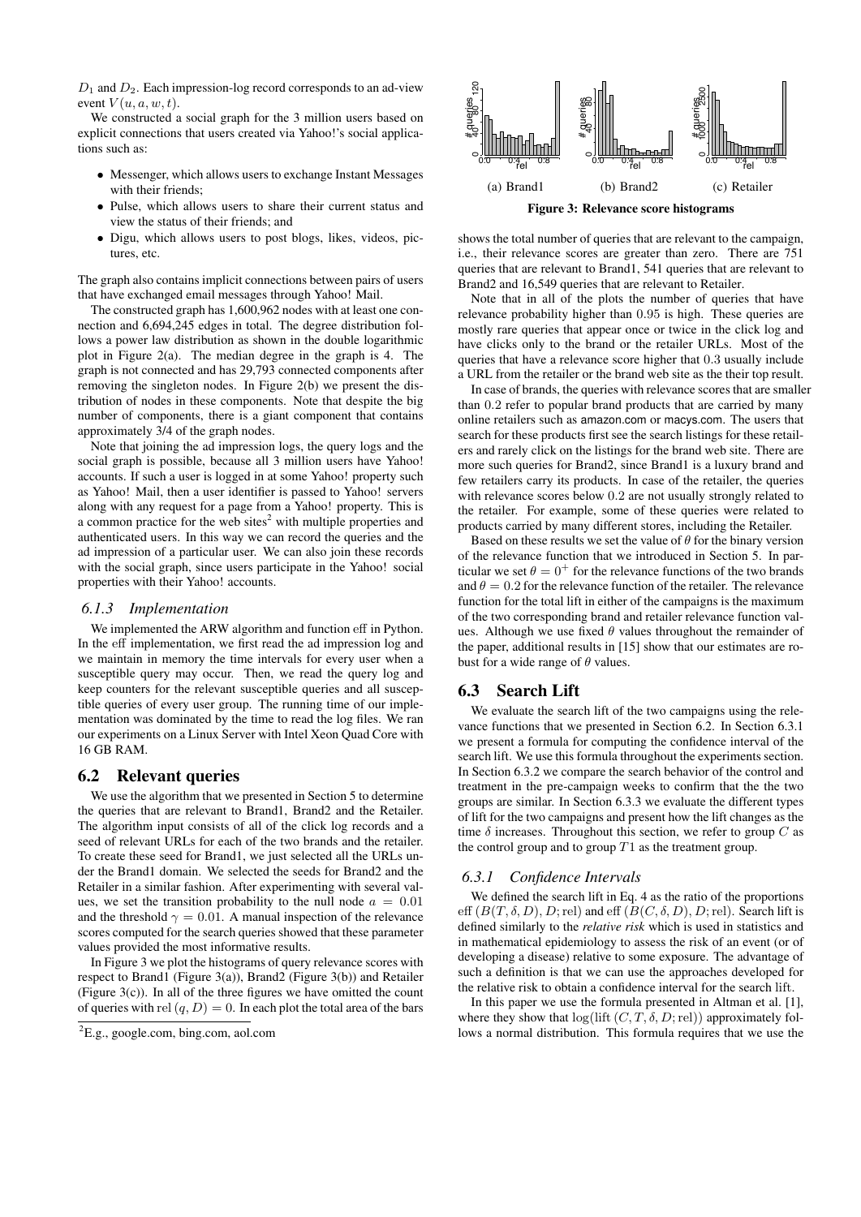$D_1$ and $D_2$. Each impression-log record corresponds to an ad-view event $V(u, a, w, t)$.

We constructed a social graph for the 3 million users based on explicit connections that users created via Yahoo!'s social applications such as:

- Messenger, which allows users to exchange Instant Messages with their friends;
- Pulse, which allows users to share their current status and view the status of their friends; and
- Digu, which allows users to post blogs, likes, videos, pictures, etc.

The graph also contains implicit connections between pairs of users that have exchanged email messages through Yahoo! Mail.

The constructed graph has 1,600,962 nodes with at least one connection and 6,694,245 edges in total. The degree distribution follows a power law distribution as shown in the double logarithmic plot in Figure 2(a). The median degree in the graph is 4. The graph is not connected and has 29,793 connected components after removing the singleton nodes. In Figure 2(b) we present the distribution of nodes in these components. Note that despite the big number of components, there is a giant component that contains approximately 3/4 of the graph nodes.

Note that joining the ad impression logs, the query logs and the social graph is possible, because all 3 million users have Yahoo! accounts. If such a user is logged in at some Yahoo! property such as Yahoo! Mail, then a user identifier is passed to Yahoo! servers along with any request for a page from a Yahoo! property. This is a common practice for the web sites[2] with multiple properties and authenticated users. In this way we can record the queries and the ad impression of a particular user. We can also join these records with the social graph, since users participate in the Yahoo! social properties with their Yahoo! accounts.

### 6.1.3 Implementation

We implemented the ARW algorithm and function eff in Python. In the eff implementation, we first read the ad impression log and we maintain in memory the time intervals for every user when a susceptible query may occur. Then, we read the query log and keep counters for the relevant susceptible queries and all susceptible queries of every user group. The running time of our implementation was dominated by the time to read the log files. We ran our experiments on a Linux Server with Intel Xeon Quad Core with 16 GB RAM.

## 6.2 Relevant queries

We use the algorithm that we presented in Section 5 to determine the queries that are relevant to Brand1, Brand2 and the Retailer. The algorithm input consists of all of the click log records and a seed of relevant URLs for each of the two brands and the retailer. To create these seed for Brand1, we just selected all the URLs under the Brand1 domain. We selected the seeds for Brand2 and the Retailer in a similar fashion. After experimenting with several values, we set the transition probability to the null node $a = 0.01$ and the threshold $\gamma = 0.01$. A manual inspection of the relevance scores computed for the search queries showed that these parameter values provided the most informative results.

In Figure 3 we plot the histograms of query relevance scores with respect to Brand1 (Figure 3(a)), Brand2 (Figure 3(b)) and Retailer (Figure 3(c)). In all of the three figures we have omitted the count of queries with $\mathrm{rel}(q, D) = 0$. In each plot the total area of the bars shows the total number of queries that are relevant to the campaign, i.e., their relevance scores are greater than zero. There are 751 queries that are relevant to Brand1, 541 queries that are relevant to Brand2 and 16,549 queries that are relevant to Retailer.

(a) Brand1 (b) Brand2 (c) Retailer

**Figure 3: Relevance score histograms**

Note that in all of the plots the number of queries that have relevance probability higher than 0.95 is high. These queries are mostly rare queries that appear once or twice in the click log and have clicks only to the brand or the retailer URLs. Most of the queries that have a relevance score higher that 0.3 usually include a URL from the retailer or the brand web site as the their top result.

In case of brands, the queries with relevance scores that are smaller than 0.2 refer to popular brand products that are carried by many online retailers such as amazon.com or macys.com. The users that search for these products first see the search listings for these retailers and rarely click on the listings for the brand web site. There are more such queries for Brand2, since Brand1 is a luxury brand and few retailers carry its products. In case of the retailer, the queries with relevance scores below 0.2 are not usually strongly related to the retailer. For example, some of these queries were related to products carried by many different stores, including the Retailer.

Based on these results we set the value of $\theta$ for the binary version of the relevance function that we introduced in Section 5. In particular we set $\theta = 0^+$ for the relevance functions of the two brands and $\theta = 0.2$ for the relevance function of the retailer. The relevance function for the total lift in either of the campaigns is the maximum of the two corresponding brand and retailer relevance function values. Although we use fixed $\theta$ values throughout the remainder of the paper, additional results in [15] show that our estimates are robust for a wide range of $\theta$ values.

## 6.3 Search Lift

We evaluate the search lift of the two campaigns using the relevance functions that we presented in Section 6.2. In Section 6.3.1 we present a formula for computing the confidence interval of the search lift. We use this formula throughout the experiments section. In Section 6.3.2 we compare the search behavior of the control and treatment in the pre-campaign weeks to confirm that the the two groups are similar. In Section 6.3.3 we evaluate the different types of lift for the two campaigns and present how the lift changes as the time $\delta$ increases. Throughout this section, we refer to group $C$ as the control group and to group $T1$ as the treatment group.

### 6.3.1 Confidence Intervals

We defined the search lift in Eq. 4 as the ratio of the proportions $\mathrm{eff}\,(B(T, \delta, D), D; \mathrm{rel})$ and $\mathrm{eff}\,(B(C, \delta, D), D; \mathrm{rel})$. Search lift is defined similarly to the *relative risk* which is used in statistics and in mathematical epidemiology to assess the risk of an event (or of developing a disease) relative to some exposure. The advantage of such a definition is that we can use the approaches developed for the relative risk to obtain a confidence interval for the search lift.

In this paper we use the formula presented in Altman et al. [1], where they show that $\log(\mathrm{lift}\,(C, T, \delta, D; \mathrm{rel}))$ approximately follows a normal distribution. This formula requires that we use the

[2] E.g., google.com, bing.com, aol.com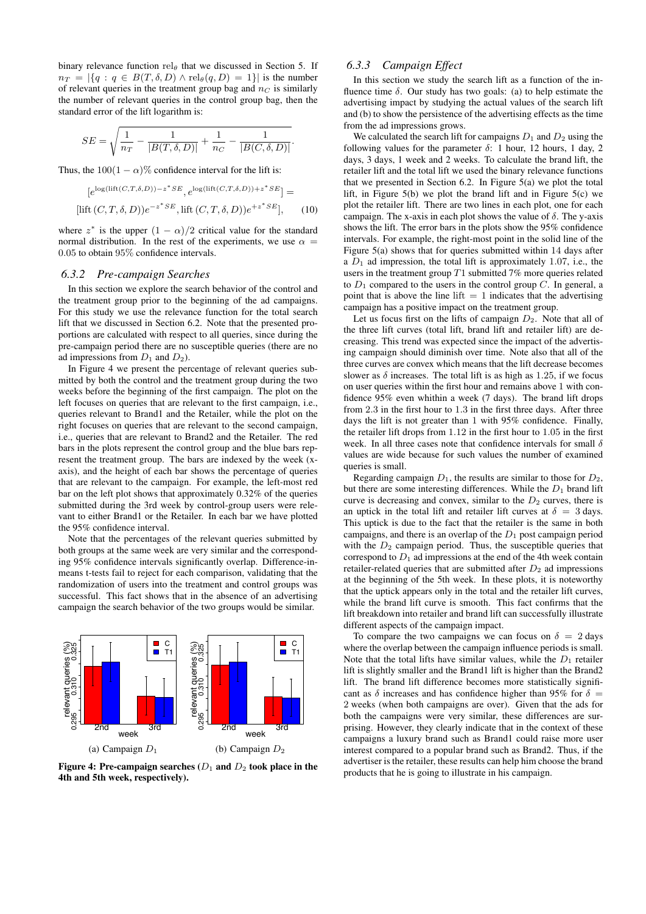binary relevance function $\text{rel}_\theta$ that we discussed in Section 5. If $n_T = |\{q : q \in B(T, \delta, D) \wedge \text{rel}_\theta(q, D) = 1\}|$ is the number of relevant queries in the treatment group bag and $n_C$ is similarly the number of relevant queries in the control group bag, then the standard error of the lift logarithm is:

$$SE = \sqrt{\frac{1}{n_T} - \frac{1}{|B(T,\delta,D)|} + \frac{1}{n_C} - \frac{1}{|B(C,\delta,D)|}}.$$

Thus, the $100(1-\alpha)\%$ confidence interval for the lift is:

$$[e^{\log(\text{lift}(C,T,\delta,D)) - z^* SE}, e^{\log(\text{lift}(C,T,\delta,D)) + z^* SE}] =$$

$$[\text{lift}\,(C,T,\delta,D))e^{-z^* SE}, \text{lift}\,(C,T,\delta,D))e^{+z^* SE}], \quad (10)$$

where $z^*$ is the upper $(1-\alpha)/2$ critical value for the standard normal distribution. In the rest of the experiments, we use $\alpha = 0.05$ to obtain 95% confidence intervals.

### 6.3.2 Pre-campaign Searches

In this section we explore the search behavior of the control and the treatment group prior to the beginning of the ad campaigns. For this study we use the relevance function for the total search lift that we discussed in Section 6.2. Note that the presented proportions are calculated with respect to all queries, since during the pre-campaign period there are no susceptible queries (there are no ad impressions from $D_1$ and $D_2$).

In Figure 4 we present the percentage of relevant queries submitted by both the control and the treatment group during the two weeks before the beginning of the first campaign. The plot on the left focuses on queries that are relevant to the first campaign, i.e., queries relevant to Brand1 and the Retailer, while the plot on the right focuses on queries that are relevant to the second campaign, i.e., queries that are relevant to Brand2 and the Retailer. The red bars in the plots represent the control group and the blue bars represent the treatment group. The bars are indexed by the week (x-axis), and the height of each bar shows the percentage of queries that are relevant to the campaign. For example, the left-most red bar on the left plot shows that approximately 0.32% of the queries submitted during the 3rd week by control-group users were relevant to either Brand1 or the Retailer. In each bar we have plotted the 95% confidence interval.

Note that the percentages of the relevant queries submitted by both groups at the same week are very similar and the corresponding 95% confidence intervals significantly overlap. Difference-in-means t-tests fail to reject for each comparison, validating that the randomization of users into the treatment and control groups was successful. This fact shows that in the absence of an advertising campaign the search behavior of the two groups would be similar.

(a) Campaign $D_1$ (b) Campaign $D_2$

**Figure 4: Pre-campaign searches ($D_1$ and $D_2$ took place in the 4th and 5th week, respectively).**

### 6.3.3 Campaign Effect

In this section we study the search lift as a function of the influence time $\delta$. Our study has two goals: (a) to help estimate the advertising impact by studying the actual values of the search lift and (b) to show the persistence of the advertising effects as the time from the ad impressions grows.

We calculated the search lift for campaigns $D_1$ and $D_2$ using the following values for the parameter $\delta$: 1 hour, 12 hours, 1 day, 2 days, 3 days, 1 week and 2 weeks. To calculate the brand lift, the retailer lift and the total lift we used the binary relevance functions that we presented in Section 6.2. In Figure 5(a) we plot the total lift, in Figure 5(b) we plot the brand lift and in Figure 5(c) we plot the retailer lift. There are two lines in each plot, one for each campaign. The x-axis in each plot shows the value of $\delta$. The y-axis shows the lift. The error bars in the plots show the 95% confidence intervals. For example, the right-most point in the solid line of the Figure 5(a) shows that for queries submitted within 14 days after a $D_1$ ad impression, the total lift is approximately 1.07, i.e., the users in the treatment group $T1$ submitted 7% more queries related to $D_1$ compared to the users in the control group $C$. In general, a point that is above the line lift $= 1$ indicates that the advertising campaign has a positive impact on the treatment group.

Let us focus first on the lifts of campaign $D_2$. Note that all of the three lift curves (total lift, brand lift and retailer lift) are decreasing. This trend was expected since the impact of the advertising campaign should diminish over time. Note also that all of the three curves are convex which means that the lift decrease becomes slower as $\delta$ increases. The total lift is as high as 1.25, if we focus on user queries within the first hour and remains above 1 with confidence 95% even whithin a week (7 days). The brand lift drops from 2.3 in the first hour to 1.3 in the first three days. After three days the lift is not greater than 1 with 95% confidence. Finally, the retailer lift drops from 1.12 in the first hour to 1.05 in the first week. In all three cases note that confidence intervals for small $\delta$ values are wide because for such values the number of examined queries is small.

Regarding campaign $D_1$, the results are similar to those for $D_2$, but there are some interesting differences. While the $D_1$ brand lift curve is decreasing and convex, similar to the $D_2$ curves, there is an uptick in the total lift and retailer lift curves at $\delta = 3$ days. This uptick is due to the fact that the retailer is the same in both campaigns, and there is an overlap of the $D_1$ post campaign period with the $D_2$ campaign period. Thus, the susceptible queries that correspond to $D_1$ ad impressions at the end of the 4th week contain retailer-related queries that are submitted after $D_2$ ad impressions at the beginning of the 5th week. In these plots, it is noteworthy that the uptick appears only in the total and the retailer lift curves, while the brand lift curve is smooth. This fact confirms that the lift breakdown into retailer and brand lift can successfully illustrate different aspects of the campaign impact.

To compare the two campaigns we can focus on $\delta = 2$ days where the overlap between the campaign influence periods is small. Note that the total lifts have similar values, while the $D_1$ retailer lift is slightly smaller and the Brand1 lift is higher than the Brand2 lift. The brand lift difference becomes more statistically significant as $\delta$ increases and has confidence higher than 95% for $\delta = 2$ weeks (when both campaigns are over). Given that the ads for both the campaigns were very similar, these differences are surprising. However, they clearly indicate that in the context of these campaigns a luxury brand such as Brand1 could raise more user interest compared to a popular brand such as Brand2. Thus, if the advertiser is the retailer, these results can help him choose the brand products that he is going to illustrate in his campaign.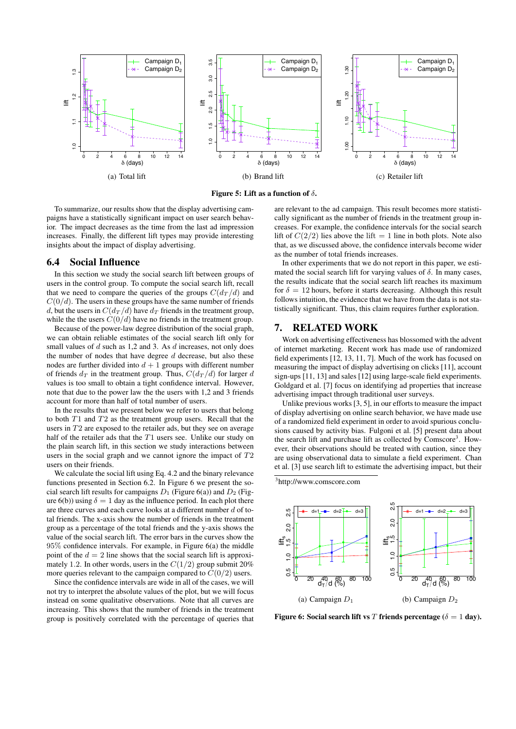(a) Total lift

(b) Brand lift

(c) Retailer lift

**Figure 5: Lift as a function of $\delta$.**

To summarize, our results show that the display advertising campaigns have a statistically significant impact on user search behavior. The impact decreases as the time from the last ad impression increases. Finally, the different lift types may provide interesting insights about the impact of display advertising.

## 6.4 Social Influence

In this section we study the social search lift between groups of users in the control group. To compute the social search lift, recall that we need to compare the queries of the groups $C(d_T/d)$ and $C(0/d)$. The users in these groups have the same number of friends $d$, but the users in $C(d_T/d)$ have $d_T$ friends in the treatment group, while the the users $C(0/d)$ have no friends in the treatment group.

Because of the power-law degree distribution of the social graph, we can obtain reliable estimates of the social search lift only for small values of $d$ such as 1,2 and 3. As $d$ increases, not only does the number of nodes that have degree $d$ decrease, but also these nodes are further divided into $d+1$ groups with different number of friends $d_T$ in the treatment group. Thus, $C(d_T/d)$ for larger $d$ values is too small to obtain a tight confidence interval. However, note that due to the power law the users with 1,2 and 3 friends account for more than half of total number of users.

In the results that we present below we refer to users that belong to both $T1$ and $T2$ as the treatment group users. Recall that the users in $T2$ are exposed to the retailer ads, but they see on average half of the retailer ads that the $T1$ users see. Unlike our study on the plain search lift, in this section we study interactions between users in the social graph and we cannot ignore the impact of $T2$ users on their friends.

We calculate the social lift using Eq. 4.2 and the binary relevance functions presented in Section 6.2. In Figure 6 we present the social search lift results for campaigns $D_1$ (Figure 6(a)) and $D_2$ (Figure 6(b)) using $\delta = 1$ day as the influence period. In each plot there are three curves and each curve looks at a different number $d$ of total friends. The x-axis show the number of friends in the treatment group as a percentage of the total friends and the y-axis shows the value of the social search lift. The error bars in the curves show the 95% confidence intervals. For example, in Figure 6(a) the middle point of the $d = 2$ line shows that the social search lift is approximately 1.2. In other words, users in the $C(1/2)$ group submit 20% more queries relevant to the campaign compared to $C(0/2)$ users.

Since the confidence intervals are wide in all of the cases, we will not try to interpret the absolute values of the plot, but we will focus instead on some qualitative observations. Note that all curves are increasing. This shows that the number of friends in the treatment group is positively correlated with the percentage of queries that are relevant to the ad campaign. This result becomes more statistically significant as the number of friends in the treatment group increases. For example, the confidence intervals for the social search lift of $C(2/2)$ lies above the lift $= 1$ line in both plots. Note also that, as we discussed above, the confidence intervals become wider as the number of total friends increases.

In other experiments that we do not report in this paper, we estimated the social search lift for varying values of $\delta$. In many cases, the results indicate that the social search lift reaches its maximum for $\delta = 12$ hours, before it starts decreasing. Although this result follows intuition, the evidence that we have from the data is not statistically significant. Thus, this claim requires further exploration.

# 7. RELATED WORK

Work on advertising effectiveness has blossomed with the advent of internet marketing. Recent work has made use of randomized field experiments [12, 13, 11, 7]. Much of the work has focused on measuring the impact of display advertising on clicks [11], account sign-ups [11, 13] and sales [12] using large-scale field experiments. Goldgard et al. [7] focus on identifying ad properties that increase advertising impact through traditional user surveys.

Unlike previous works [3, 5], in our efforts to measure the impact of display advertising on online search behavior, we have made use of a randomized field experiment in order to avoid spurious conclusions caused by activity bias. Fulgoni et al. [5] present data about the search lift and purchase lift as collected by Comscore[3]. However, their observations should be treated with caution, since they are using observational data to simulate a field experiment. Chan et al. [3] use search lift to estimate the advertising impact, but their

[3]http://www.comscore.com

(a) Campaign $D_1$

(b) Campaign $D_2$

**Figure 6: Social search lift vs $T$ friends percentage ($\delta = 1$ day).**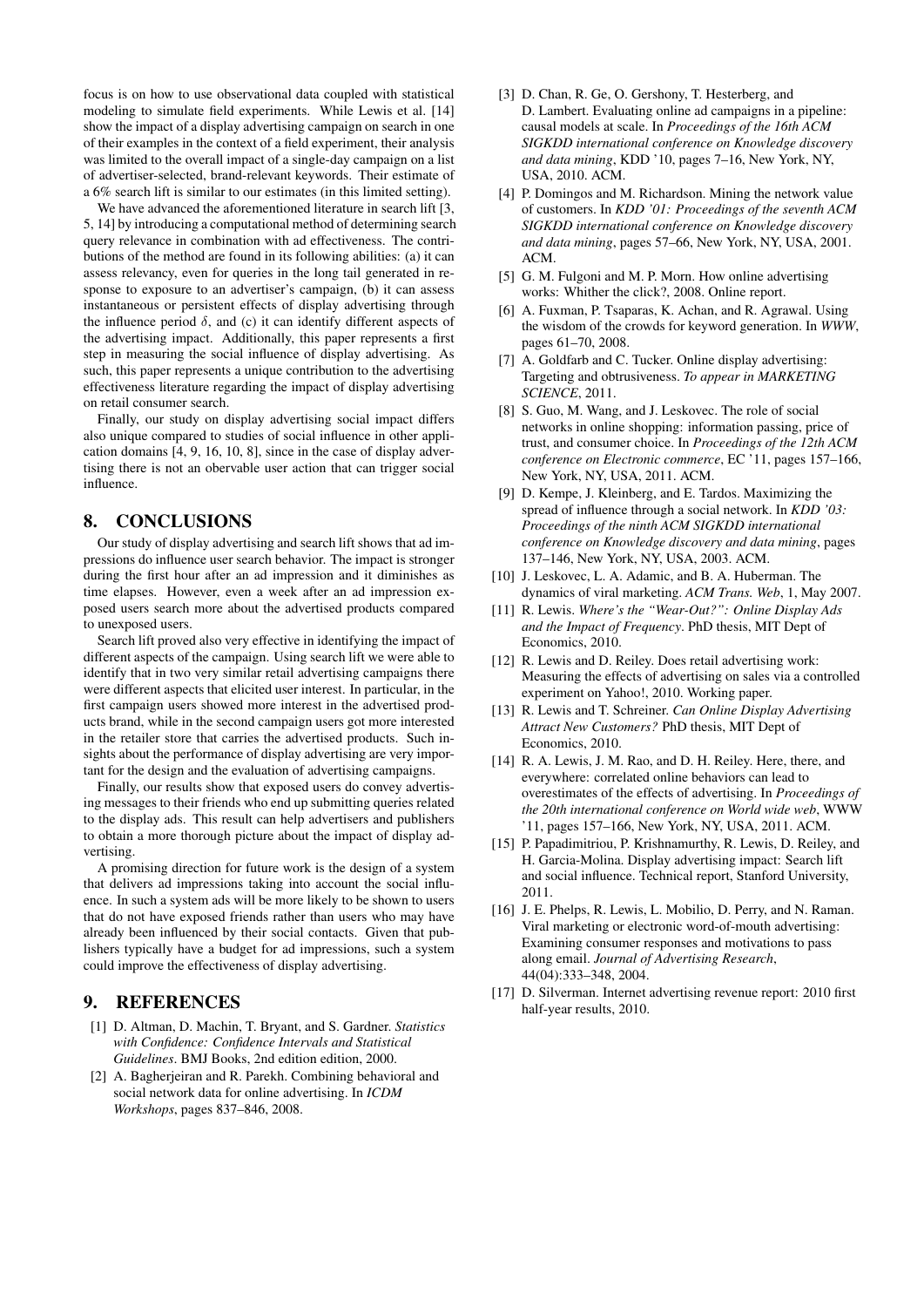focus is on how to use observational data coupled with statistical modeling to simulate field experiments. While Lewis et al. [14] show the impact of a display advertising campaign on search in one of their examples in the context of a field experiment, their analysis was limited to the overall impact of a single-day campaign on a list of advertiser-selected, brand-relevant keywords. Their estimate of a 6% search lift is similar to our estimates (in this limited setting).

We have advanced the aforementioned literature in search lift [3, 5, 14] by introducing a computational method of determining search query relevance in combination with ad effectiveness. The contributions of the method are found in its following abilities: (a) it can assess relevancy, even for queries in the long tail generated in response to exposure to an advertiser's campaign, (b) it can assess instantaneous or persistent effects of display advertising through the influence period $\delta$, and (c) it can identify different aspects of the advertising impact. Additionally, this paper represents a first step in measuring the social influence of display advertising. As such, this paper represents a unique contribution to the advertising effectiveness literature regarding the impact of display advertising on retail consumer search.

Finally, our study on display advertising social impact differs also unique compared to studies of social influence in other application domains [4, 9, 16, 10, 8], since in the case of display advertising there is not an obervable user action that can trigger social influence.

## 8. CONCLUSIONS

Our study of display advertising and search lift shows that ad impressions do influence user search behavior. The impact is stronger during the first hour after an ad impression and it diminishes as time elapses. However, even a week after an ad impression exposed users search more about the advertised products compared to unexposed users.

Search lift proved also very effective in identifying the impact of different aspects of the campaign. Using search lift we were able to identify that in two very similar retail advertising campaigns there were different aspects that elicited user interest. In particular, in the first campaign users showed more interest in the advertised products brand, while in the second campaign users got more interested in the retailer store that carries the advertised products. Such insights about the performance of display advertising are very important for the design and the evaluation of advertising campaigns.

Finally, our results show that exposed users do convey advertising messages to their friends who end up submitting queries related to the display ads. This result can help advertisers and publishers to obtain a more thorough picture about the impact of display advertising.

A promising direction for future work is the design of a system that delivers ad impressions taking into account the social influence. In such a system ads will be more likely to be shown to users that do not have exposed friends rather than users who may have already been influenced by their social contacts. Given that publishers typically have a budget for ad impressions, such a system could improve the effectiveness of display advertising.

## 9. REFERENCES

[1] D. Altman, D. Machin, T. Bryant, and S. Gardner. *Statistics with Confidence: Confidence Intervals and Statistical Guidelines*. BMJ Books, 2nd edition edition, 2000.

[2] A. Bagherjeiran and R. Parekh. Combining behavioral and social network data for online advertising. In *ICDM Workshops*, pages 837–846, 2008.

[3] D. Chan, R. Ge, O. Gershony, T. Hesterberg, and D. Lambert. Evaluating online ad campaigns in a pipeline: causal models at scale. In *Proceedings of the 16th ACM SIGKDD international conference on Knowledge discovery and data mining*, KDD '10, pages 7–16, New York, NY, USA, 2010. ACM.

[4] P. Domingos and M. Richardson. Mining the network value of customers. In *KDD '01: Proceedings of the seventh ACM SIGKDD international conference on Knowledge discovery and data mining*, pages 57–66, New York, NY, USA, 2001. ACM.

[5] G. M. Fulgoni and M. P. Morn. How online advertising works: Whither the click?, 2008. Online report.

[6] A. Fuxman, P. Tsaparas, K. Achan, and R. Agrawal. Using the wisdom of the crowds for keyword generation. In *WWW*, pages 61–70, 2008.

[7] A. Goldfarb and C. Tucker. Online display advertising: Targeting and obtrusiveness. *To appear in MARKETING SCIENCE*, 2011.

[8] S. Guo, M. Wang, and J. Leskovec. The role of social networks in online shopping: information passing, price of trust, and consumer choice. In *Proceedings of the 12th ACM conference on Electronic commerce*, EC '11, pages 157–166, New York, NY, USA, 2011. ACM.

[9] D. Kempe, J. Kleinberg, and E. Tardos. Maximizing the spread of influence through a social network. In *KDD '03: Proceedings of the ninth ACM SIGKDD international conference on Knowledge discovery and data mining*, pages 137–146, New York, NY, USA, 2003. ACM.

[10] J. Leskovec, L. A. Adamic, and B. A. Huberman. The dynamics of viral marketing. *ACM Trans. Web*, 1, May 2007.

[11] R. Lewis. *Where's the "Wear-Out?": Online Display Ads and the Impact of Frequency*. PhD thesis, MIT Dept of Economics, 2010.

[12] R. Lewis and D. Reiley. Does retail advertising work: Measuring the effects of advertising on sales via a controlled experiment on Yahoo!, 2010. Working paper.

[13] R. Lewis and T. Schreiner. *Can Online Display Advertising Attract New Customers?* PhD thesis, MIT Dept of Economics, 2010.

[14] R. A. Lewis, J. M. Rao, and D. H. Reiley. Here, there, and everywhere: correlated online behaviors can lead to overestimates of the effects of advertising. In *Proceedings of the 20th international conference on World wide web*, WWW '11, pages 157–166, New York, NY, USA, 2011. ACM.

[15] P. Papadimitriou, P. Krishnamurthy, R. Lewis, D. Reiley, and H. Garcia-Molina. Display advertising impact: Search lift and social influence. Technical report, Stanford University, 2011.

[16] J. E. Phelps, R. Lewis, L. Mobilio, D. Perry, and N. Raman. Viral marketing or electronic word-of-mouth advertising: Examining consumer responses and motivations to pass along email. *Journal of Advertising Research*, 44(04):333–348, 2004.

[17] D. Silverman. Internet advertising revenue report: 2010 first half-year results, 2010.